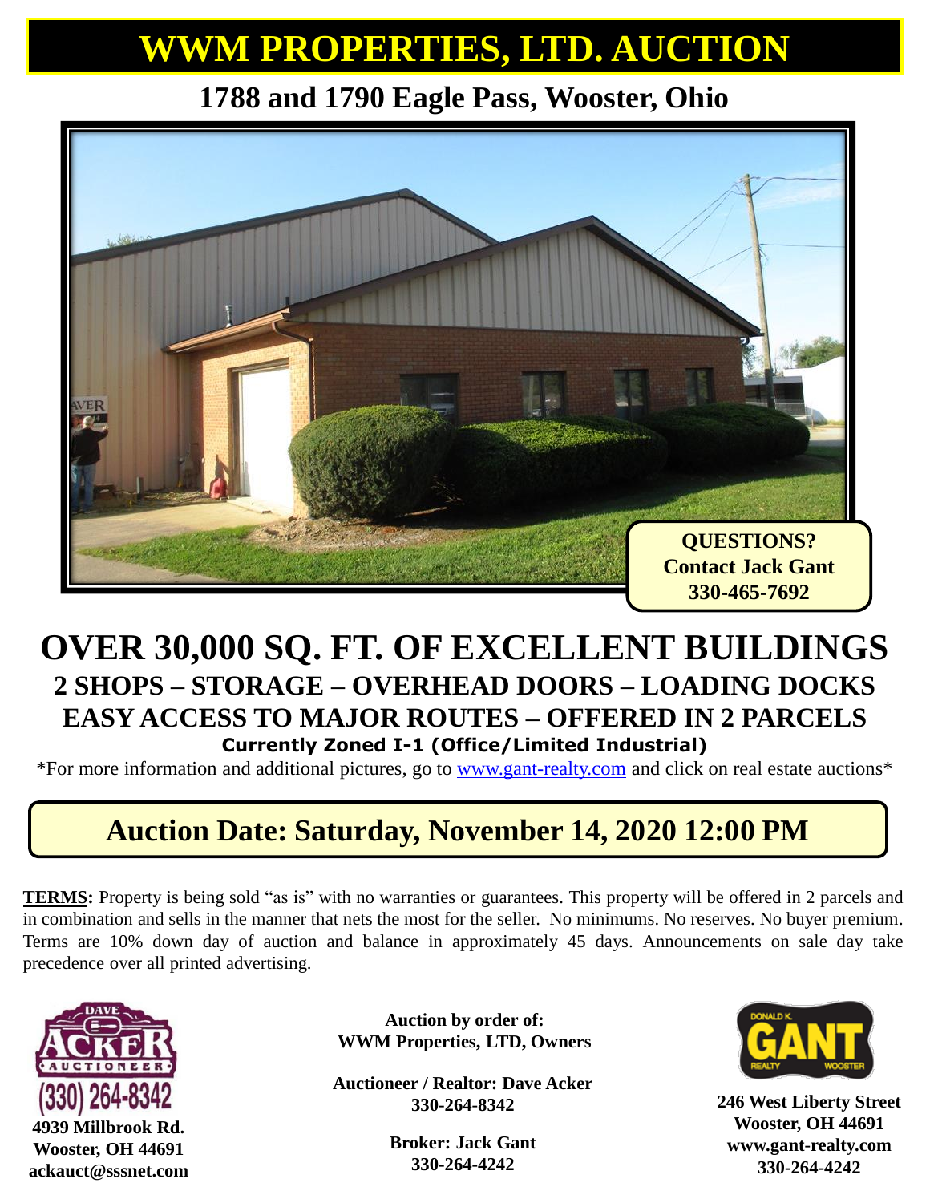# WWM PROPERTIES, LTD. AUCTION

## 1788 and 1790 Eagle Pass, Wooster, Ohio

**QUESTIONS?**
**Contact Jack Gant**
**330-465-7692**

# OVER 30,000 SQ. FT. OF EXCELLENT BUILDINGS

## 2 SHOPS – STORAGE – OVERHEAD DOORS – LOADING DOCKS
## EASY ACCESS TO MAJOR ROUTES – OFFERED IN 2 PARCELS

**Currently Zoned I-1 (Office/Limited Industrial)**

*For more information and additional pictures, go to [www.gant-realty.com](http://www.gant-realty.com) and click on real estate auctions*

## Auction Date: Saturday, November 14, 2020 12:00 PM

**TERMS:** Property is being sold "as is" with no warranties or guarantees. This property will be offered in 2 parcels and in combination and sells in the manner that nets the most for the seller. No minimums. No reserves. No buyer premium. Terms are 10% down day of auction and balance in approximately 45 days. Announcements on sale day take precedence over all printed advertising.

DAVE ACKER AUCTIONEER
(330) 264-8342
**4939 Millbrook Rd.**
**Wooster, OH 44691**
**ackauct@sssnet.com**

**Auction by order of:**
**WWM Properties, LTD, Owners**

**Auctioneer / Realtor: Dave Acker**
**330-264-8342**

**Broker: Jack Gant**
**330-264-4242**

DONALD K. GANT REALTY WOOSTER
**246 West Liberty Street**
**Wooster, OH 44691**
**www.gant-realty.com**
**330-264-4242**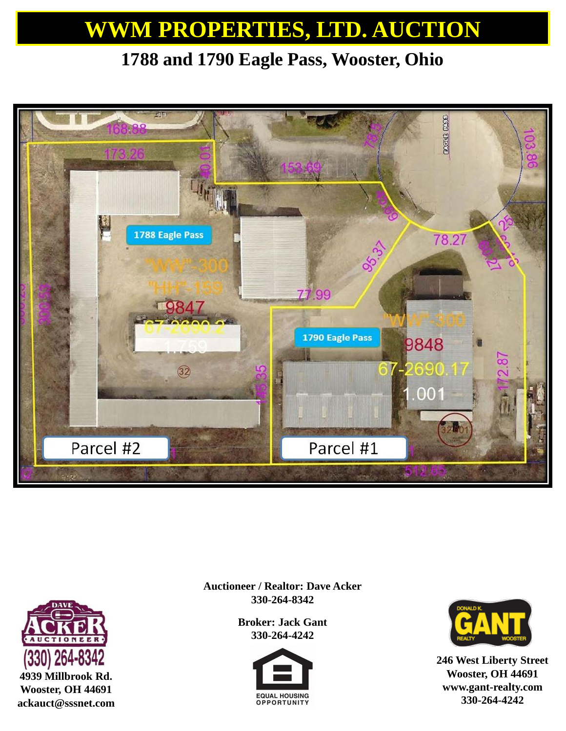# WWM PROPERTIES, LTD. AUCTION

## 1788 and 1790 Eagle Pass, Wooster, Ohio

1788 Eagle Pass

1790 Eagle Pass

Parcel #2

Parcel #1

**Auctioneer / Realtor: Dave Acker**
**330-264-8342**

**Broker: Jack Gant**
**330-264-4242**

DAVE ACKER AUCTIONEER
(330) 264-8342
**4939 Millbrook Rd.**
**Wooster, OH 44691**
**ackauct@sssnet.com**

EQUAL HOUSING OPPORTUNITY

DONALD K. GANT REALTY WOOSTER
**246 West Liberty Street**
**Wooster, OH 44691**
**www.gant-realty.com**
**330-264-4242**